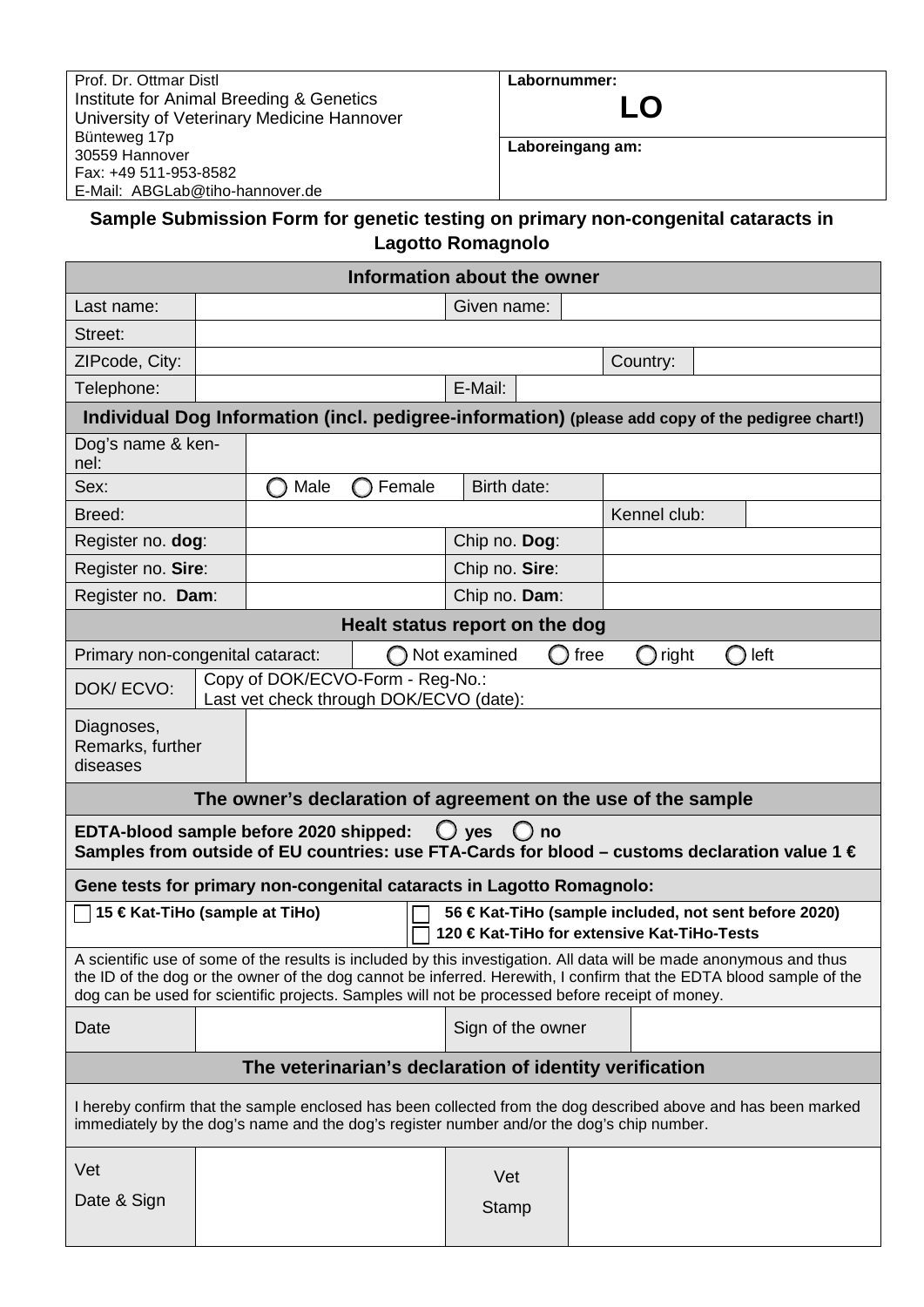| Prof. Dr. Ottmar Distl<br>Institute for Animal Breeding & Genetics<br>University of Veterinary Medicine Hannover<br>Bünteweg 17p<br>30559 Hannover<br>Fax: +49 511-953-8582<br>E-Mail: ABGLab@tiho-hannover.de | **Labornummer:**<br>**LO** |
|---|---|
| | **Laboreingang am:** |

## Sample Submission Form for genetic testing on primary non-congenital cataracts in Lagotto Romagnolo

| **Information about the owner** | | | | | |
|---|---|---|---|---|---|
| Last name: | | Given name: | | | |
| Street: | | | | | |
| ZIPcode, City: | | | | Country: | |
| Telephone: | | E-Mail: | | | |

| **Individual Dog Information (incl. pedigree-information)** (please add copy of the pedigree chart!) | | | | | |
|---|---|---|---|---|---|
| Dog's name & kennel: | | | | | |
| Sex: | ◯ Male ◯ Female | Birth date: | | | |
| Breed: | | | | Kennel club: | |
| Register no. **dog**: | | Chip no. **Dog**: | | | |
| Register no. **Sire**: | | Chip no. **Sire**: | | | |
| Register no. **Dam**: | | Chip no. **Dam**: | | | |

| **Healt status report on the dog** | |
|---|---|
| Primary non-congenital cataract: | ◯ Not examined ◯ free ◯ right ◯ left |
| DOK/ ECVO: | Copy of DOK/ECVO-Form - Reg-No.:<br>Last vet check through DOK/ECVO (date): |
| Diagnoses, Remarks, further diseases | |

### The owner's declaration of agreement on the use of the sample

**EDTA-blood sample before 2020 shipped: ◯ yes ◯ no**
**Samples from outside of EU countries: use FTA-Cards for blood – customs declaration value 1 €**

**Gene tests for primary non-congenital cataracts in Lagotto Romagnolo:**

- ☐ **15 € Kat-TiHo (sample at TiHo)**
- ☐ **56 € Kat-TiHo (sample included, not sent before 2020)**
- ☐ **120 € Kat-TiHo for extensive Kat-TiHo-Tests**

A scientific use of some of the results is included by this investigation. All data will be made anonymous and thus the ID of the dog or the owner of the dog cannot be inferred. Herewith, I confirm that the EDTA blood sample of the dog can be used for scientific projects. Samples will not be processed before receipt of money.

| Date | | Sign of the owner | |
|---|---|---|---|

### The veterinarian's declaration of identity verification

I hereby confirm that the sample enclosed has been collected from the dog described above and has been marked immediately by the dog's name and the dog's register number and/or the dog's chip number.

| Vet<br>Date & Sign | | Vet<br>Stamp | |
|---|---|---|---|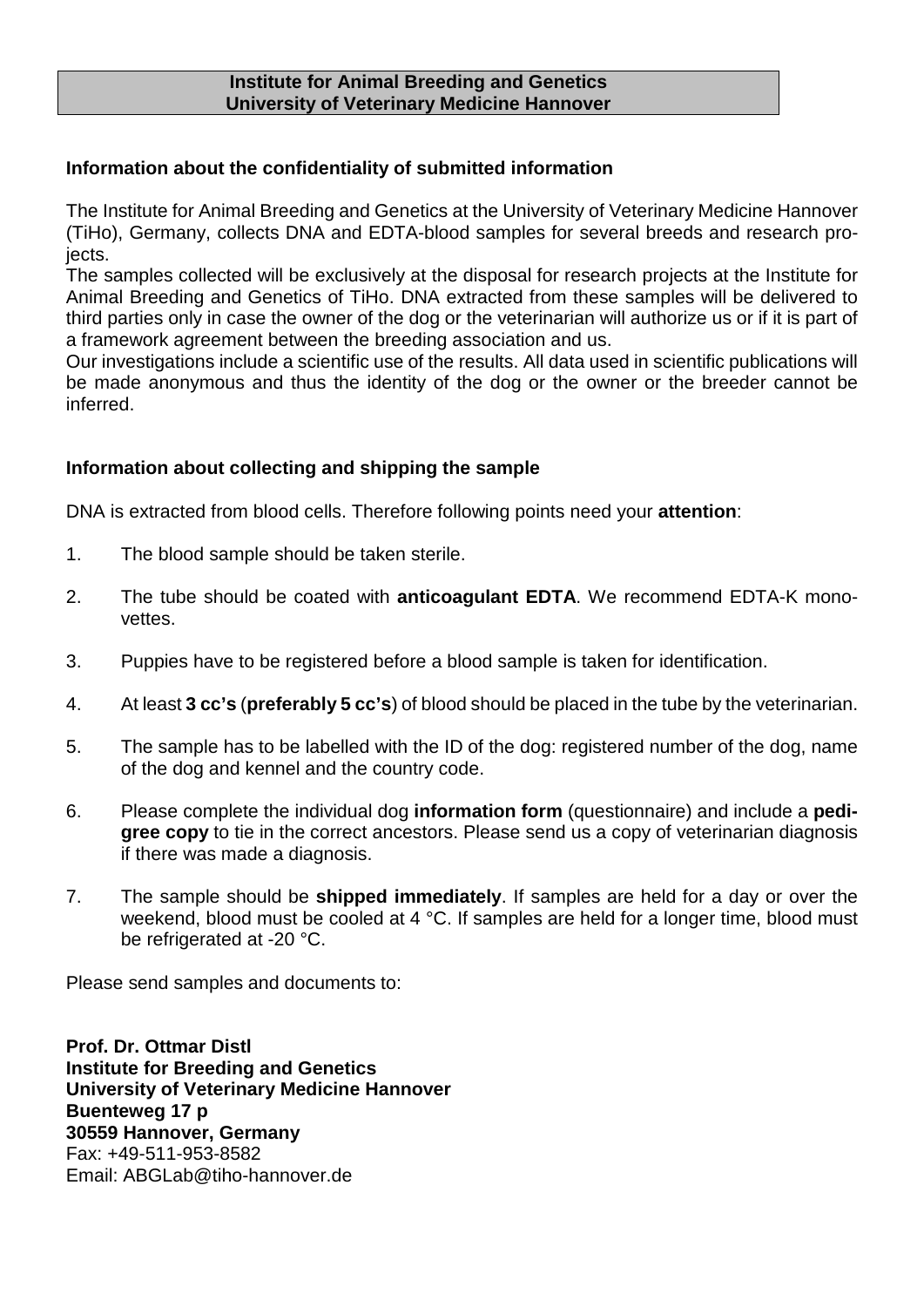**Institute for Animal Breeding and Genetics**
**University of Veterinary Medicine Hannover**

## Information about the confidentiality of submitted information

The Institute for Animal Breeding and Genetics at the University of Veterinary Medicine Hannover (TiHo), Germany, collects DNA and EDTA-blood samples for several breeds and research projects.
The samples collected will be exclusively at the disposal for research projects at the Institute for Animal Breeding and Genetics of TiHo. DNA extracted from these samples will be delivered to third parties only in case the owner of the dog or the veterinarian will authorize us or if it is part of a framework agreement between the breeding association and us.
Our investigations include a scientific use of the results. All data used in scientific publications will be made anonymous and thus the identity of the dog or the owner or the breeder cannot be inferred.

## Information about collecting and shipping the sample

DNA is extracted from blood cells. Therefore following points need your **attention**:

1. The blood sample should be taken sterile.

2. The tube should be coated with **anticoagulant EDTA**. We recommend EDTA-K monovettes.

3. Puppies have to be registered before a blood sample is taken for identification.

4. At least **3 cc's** (**preferably 5 cc's**) of blood should be placed in the tube by the veterinarian.

5. The sample has to be labelled with the ID of the dog: registered number of the dog, name of the dog and kennel and the country code.

6. Please complete the individual dog **information form** (questionnaire) and include a **pedigree copy** to tie in the correct ancestors. Please send us a copy of veterinarian diagnosis if there was made a diagnosis.

7. The sample should be **shipped immediately**. If samples are held for a day or over the weekend, blood must be cooled at 4 °C. If samples are held for a longer time, blood must be refrigerated at -20 °C.

Please send samples and documents to:

**Prof. Dr. Ottmar Distl**
**Institute for Breeding and Genetics**
**University of Veterinary Medicine Hannover**
**Buenteweg 17 p**
**30559 Hannover, Germany**
Fax: +49-511-953-8582
Email: ABGLab@tiho-hannover.de